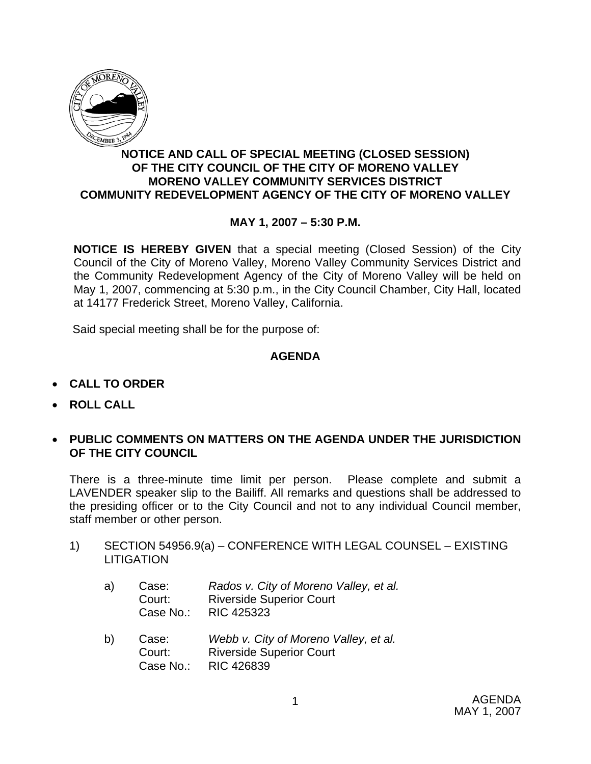# NOTICE AND CALL OF SPECIAL MEETING (CLOSED SESSION) OF THE CITY COUNCIL OF THE CITY OF MORENO VALLEY MORENO VALLEY COMMUNITY SERVICES DISTRICT COMMUNITY REDEVELOPMENT AGENCY OF THE CITY OF MORENO VALLEY

**MAY 1, 2007 – 5:30 P.M.**

**NOTICE IS HEREBY GIVEN** that a special meeting (Closed Session) of the City Council of the City of Moreno Valley, Moreno Valley Community Services District and the Community Redevelopment Agency of the City of Moreno Valley will be held on May 1, 2007, commencing at 5:30 p.m., in the City Council Chamber, City Hall, located at 14177 Frederick Street, Moreno Valley, California.

Said special meeting shall be for the purpose of:

## AGENDA

- **CALL TO ORDER**
- **ROLL CALL**
- **PUBLIC COMMENTS ON MATTERS ON THE AGENDA UNDER THE JURISDICTION OF THE CITY COUNCIL**

There is a three-minute time limit per person. Please complete and submit a LAVENDER speaker slip to the Bailiff. All remarks and questions shall be addressed to the presiding officer or to the City Council and not to any individual Council member, staff member or other person.

1) SECTION 54956.9(a) – CONFERENCE WITH LEGAL COUNSEL – EXISTING LITIGATION

   a) Case: *Rados v. City of Moreno Valley, et al.*
      Court: Riverside Superior Court
      Case No.: RIC 425323

   b) Case: *Webb v. City of Moreno Valley, et al.*
      Court: Riverside Superior Court
      Case No.: RIC 426839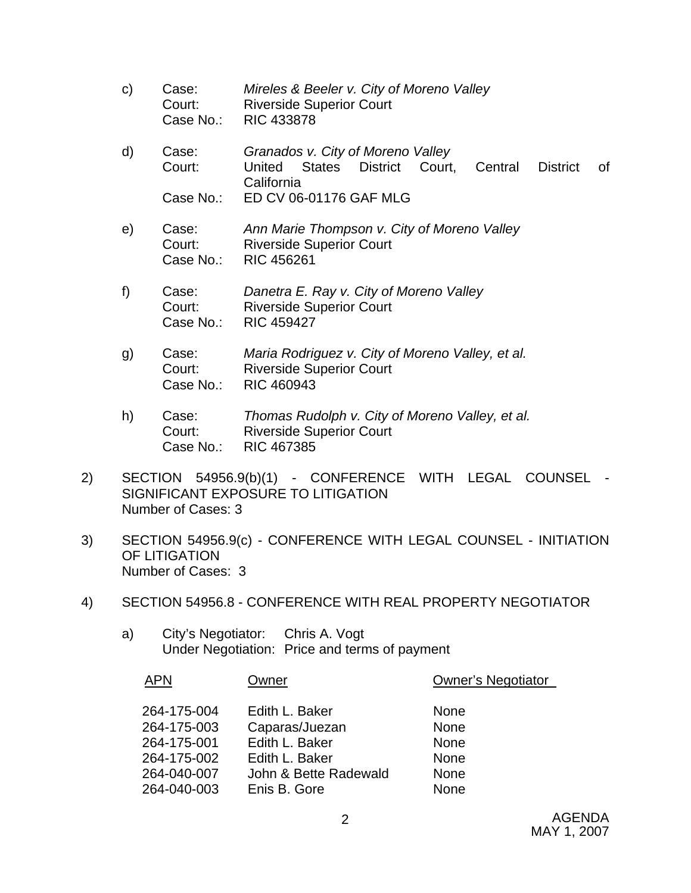c) Case: *Mireles & Beeler v. City of Moreno Valley*
   Court: Riverside Superior Court
   Case No.: RIC 433878

d) Case: *Granados v. City of Moreno Valley*
   Court: United States District Court, Central District of California
   Case No.: ED CV 06-01176 GAF MLG

e) Case: *Ann Marie Thompson v. City of Moreno Valley*
   Court: Riverside Superior Court
   Case No.: RIC 456261

f) Case: *Danetra E. Ray v. City of Moreno Valley*
   Court: Riverside Superior Court
   Case No.: RIC 459427

g) Case: *Maria Rodriguez v. City of Moreno Valley, et al.*
   Court: Riverside Superior Court
   Case No.: RIC 460943

h) Case: *Thomas Rudolph v. City of Moreno Valley, et al.*
   Court: Riverside Superior Court
   Case No.: RIC 467385

2) SECTION 54956.9(b)(1) - CONFERENCE WITH LEGAL COUNSEL - SIGNIFICANT EXPOSURE TO LITIGATION
   Number of Cases: 3

3) SECTION 54956.9(c) - CONFERENCE WITH LEGAL COUNSEL - INITIATION OF LITIGATION
   Number of Cases: 3

4) SECTION 54956.8 - CONFERENCE WITH REAL PROPERTY NEGOTIATOR

   a) City's Negotiator: Chris A. Vogt
      Under Negotiation: Price and terms of payment

| APN | Owner | Owner's Negotiator |
|---|---|---|
| 264-175-004 | Edith L. Baker | None |
| 264-175-003 | Caparas/Juezan | None |
| 264-175-001 | Edith L. Baker | None |
| 264-175-002 | Edith L. Baker | None |
| 264-040-007 | John & Bette Radewald | None |
| 264-040-003 | Enis B. Gore | None |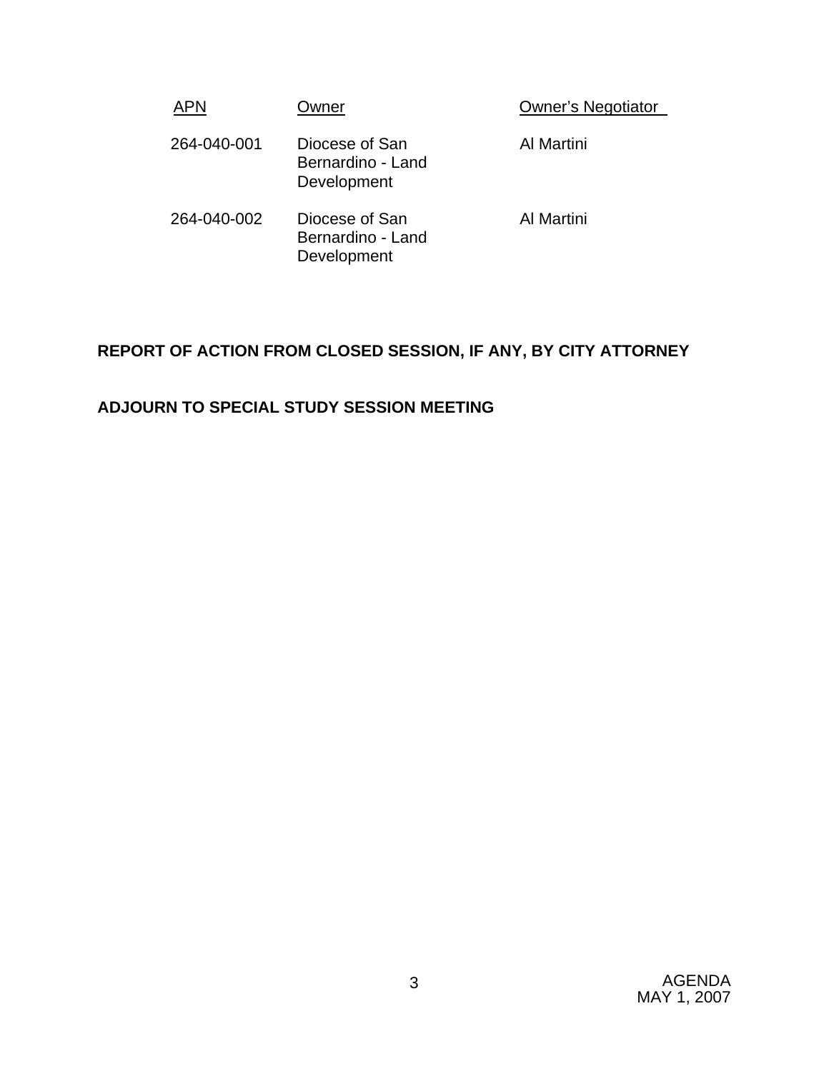| APN | Owner | Owner's Negotiator |
| --- | --- | --- |
| 264-040-001 | Diocese of San Bernardino - Land Development | Al Martini |
| 264-040-002 | Diocese of San Bernardino - Land Development | Al Martini |

**REPORT OF ACTION FROM CLOSED SESSION, IF ANY, BY CITY ATTORNEY**

**ADJOURN TO SPECIAL STUDY SESSION MEETING**